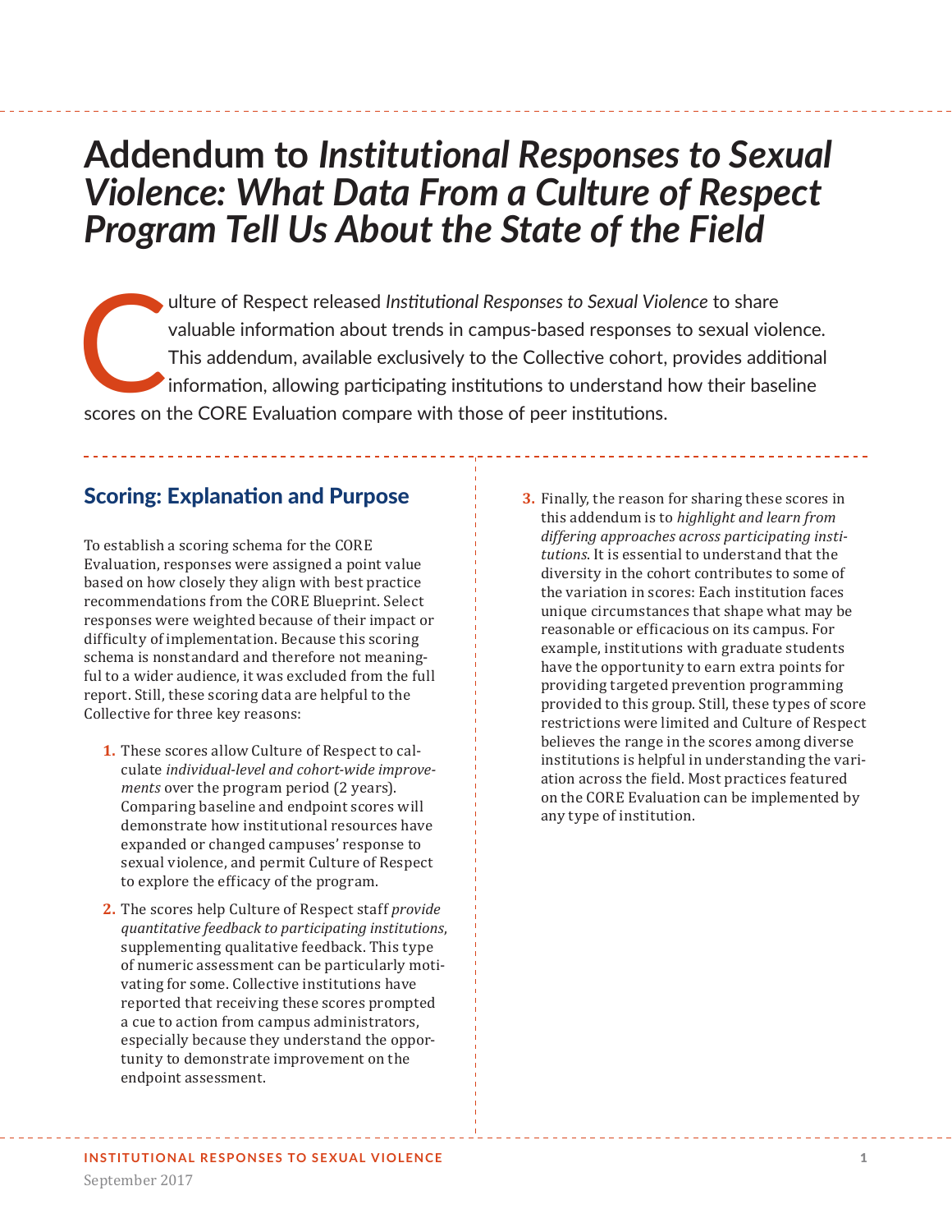# Addendum to *Institutional Responses to Sexual Violence: What Data From a Culture of Respect Program Tell Us About the State of the Field*

Culture of Respect released *Institutional Responses to Sexual Violence* to share valuable information about trends in campus-based responses to sexual violence. This addendum, available exclusively to the Collective cohort, provides additional information, allowing participating institutions to understand how their baseline scores on the CORE Evaluation compare with those of peer institutions.

## Scoring: Explanation and Purpose

To establish a scoring schema for the CORE Evaluation, responses were assigned a point value based on how closely they align with best practice recommendations from the CORE Blueprint. Select responses were weighted because of their impact or difficulty of implementation. Because this scoring schema is nonstandard and therefore not meaningful to a wider audience, it was excluded from the full report. Still, these scoring data are helpful to the Collective for three key reasons:

1. These scores allow Culture of Respect to calculate *individual-level and cohort-wide improvements* over the program period (2 years). Comparing baseline and endpoint scores will demonstrate how institutional resources have expanded or changed campuses' response to sexual violence, and permit Culture of Respect to explore the efficacy of the program.
2. The scores help Culture of Respect staff *provide quantitative feedback to participating institutions*, supplementing qualitative feedback. This type of numeric assessment can be particularly motivating for some. Collective institutions have reported that receiving these scores prompted a cue to action from campus administrators, especially because they understand the opportunity to demonstrate improvement on the endpoint assessment.
3. Finally, the reason for sharing these scores in this addendum is to *highlight and learn from differing approaches across participating institutions*. It is essential to understand that the diversity in the cohort contributes to some of the variation in scores: Each institution faces unique circumstances that shape what may be reasonable or efficacious on its campus. For example, institutions with graduate students have the opportunity to earn extra points for providing targeted prevention programming provided to this group. Still, these types of score restrictions were limited and Culture of Respect believes the range in the scores among diverse institutions is helpful in understanding the variation across the field. Most practices featured on the CORE Evaluation can be implemented by any type of institution.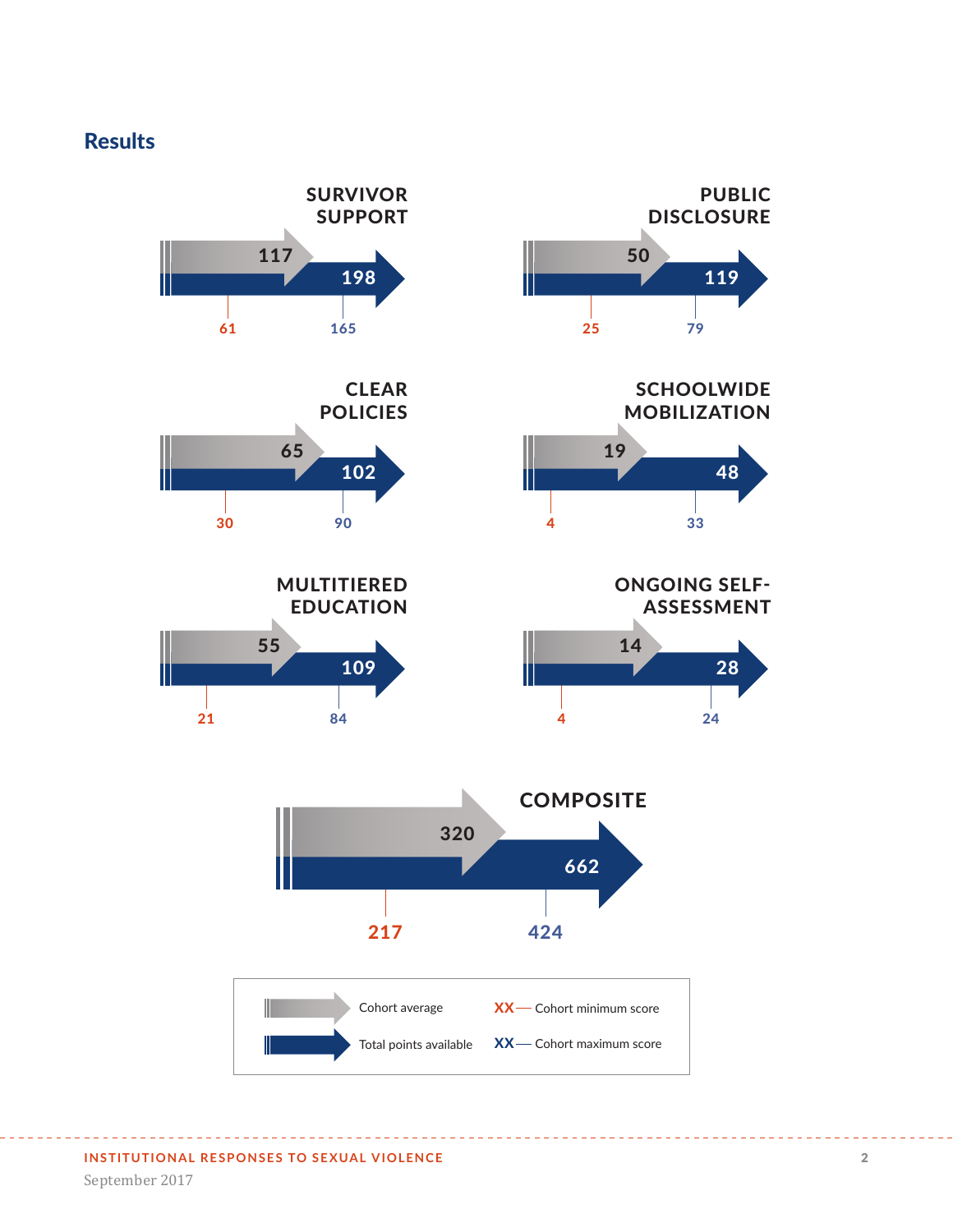## Results

| Category | Cohort average | Total points available | Cohort minimum score | Cohort maximum score |
| --- | --- | --- | --- | --- |
| SURVIVOR SUPPORT | 117 | 198 | 61 | 165 |
| PUBLIC DISCLOSURE | 50 | 119 | 25 | 79 |
| CLEAR POLICIES | 65 | 102 | 30 | 90 |
| SCHOOLWIDE MOBILIZATION | 19 | 48 | 4 | 33 |
| MULTITIERED EDUCATION | 55 | 109 | 21 | 84 |
| ONGOING SELF-ASSESSMENT | 14 | 28 | 4 | 24 |
| COMPOSITE | 320 | 662 | 217 | 424 |

Cohort average

Total points available

XX — Cohort minimum score

XX — Cohort maximum score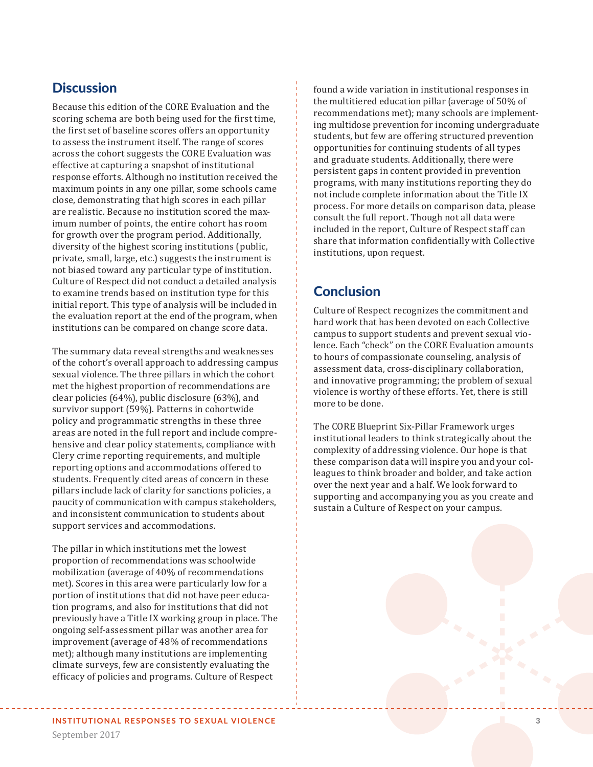## Discussion

Because this edition of the CORE Evaluation and the scoring schema are both being used for the first time, the first set of baseline scores offers an opportunity to assess the instrument itself. The range of scores across the cohort suggests the CORE Evaluation was effective at capturing a snapshot of institutional response efforts. Although no institution received the maximum points in any one pillar, some schools came close, demonstrating that high scores in each pillar are realistic. Because no institution scored the maximum number of points, the entire cohort has room for growth over the program period. Additionally, diversity of the highest scoring institutions (public, private, small, large, etc.) suggests the instrument is not biased toward any particular type of institution. Culture of Respect did not conduct a detailed analysis to examine trends based on institution type for this initial report. This type of analysis will be included in the evaluation report at the end of the program, when institutions can be compared on change score data.

The summary data reveal strengths and weaknesses of the cohort's overall approach to addressing campus sexual violence. The three pillars in which the cohort met the highest proportion of recommendations are clear policies (64%), public disclosure (63%), and survivor support (59%). Patterns in cohortwide policy and programmatic strengths in these three areas are noted in the full report and include comprehensive and clear policy statements, compliance with Clery crime reporting requirements, and multiple reporting options and accommodations offered to students. Frequently cited areas of concern in these pillars include lack of clarity for sanctions policies, a paucity of communication with campus stakeholders, and inconsistent communication to students about support services and accommodations.

The pillar in which institutions met the lowest proportion of recommendations was schoolwide mobilization (average of 40% of recommendations met). Scores in this area were particularly low for a portion of institutions that did not have peer education programs, and also for institutions that did not previously have a Title IX working group in place. The ongoing self-assessment pillar was another area for improvement (average of 48% of recommendations met); although many institutions are implementing climate surveys, few are consistently evaluating the efficacy of policies and programs. Culture of Respect found a wide variation in institutional responses in the multitiered education pillar (average of 50% of recommendations met); many schools are implementing multidose prevention for incoming undergraduate students, but few are offering structured prevention opportunities for continuing students of all types and graduate students. Additionally, there were persistent gaps in content provided in prevention programs, with many institutions reporting they do not include complete information about the Title IX process. For more details on comparison data, please consult the full report. Though not all data were included in the report, Culture of Respect staff can share that information confidentially with Collective institutions, upon request.

## Conclusion

Culture of Respect recognizes the commitment and hard work that has been devoted on each Collective campus to support students and prevent sexual violence. Each "check" on the CORE Evaluation amounts to hours of compassionate counseling, analysis of assessment data, cross-disciplinary collaboration, and innovative programming; the problem of sexual violence is worthy of these efforts. Yet, there is still more to be done.

The CORE Blueprint Six-Pillar Framework urges institutional leaders to think strategically about the complexity of addressing violence. Our hope is that these comparison data will inspire you and your colleagues to think broader and bolder, and take action over the next year and a half. We look forward to supporting and accompanying you as you create and sustain a Culture of Respect on your campus.